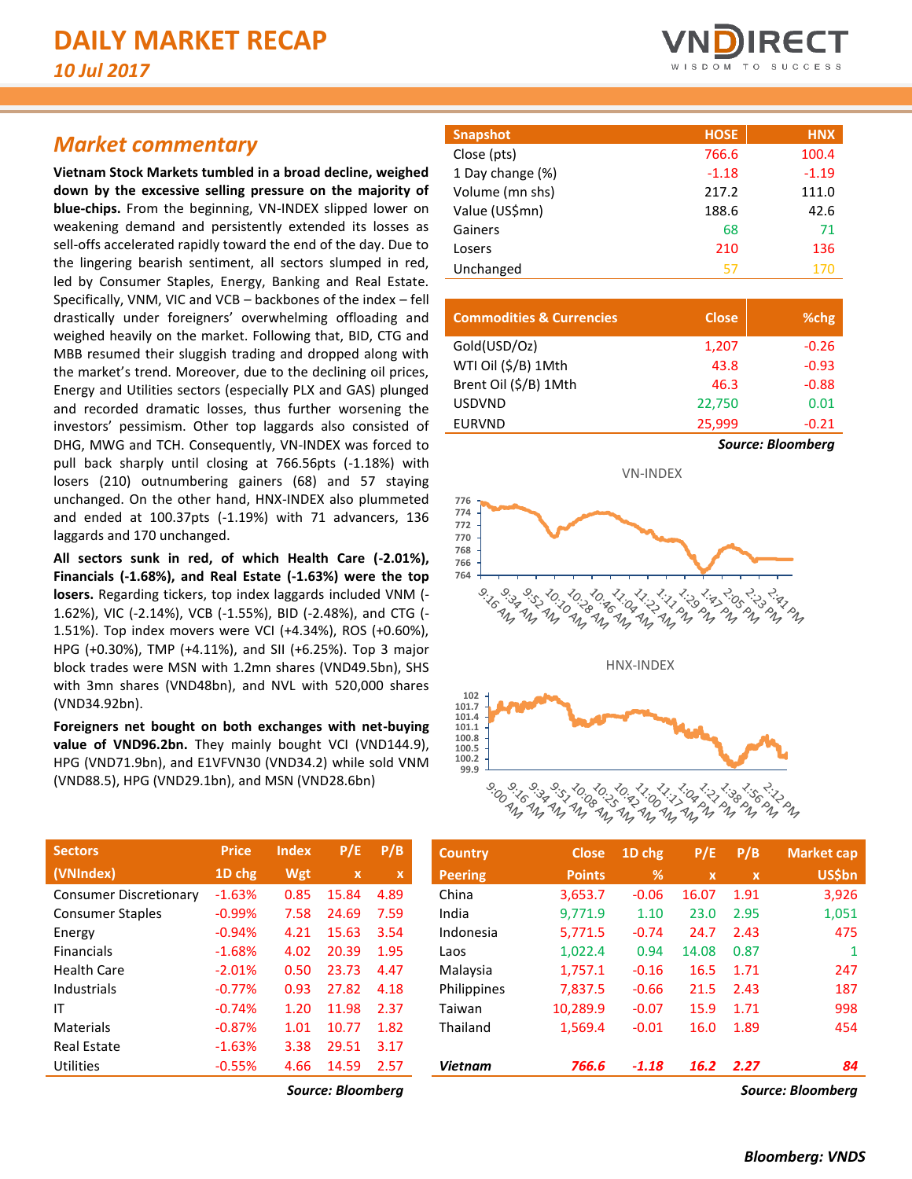# DAILY MARKET RECAP

*10 Jul 2017*

## Market commentary

**Vietnam Stock Markets tumbled in a broad decline, weighed down by the excessive selling pressure on the majority of blue-chips.** From the beginning, VN-INDEX slipped lower on weakening demand and persistently extended its losses as sell-offs accelerated rapidly toward the end of the day. Due to the lingering bearish sentiment, all sectors slumped in red, led by Consumer Staples, Energy, Banking and Real Estate. Specifically, VNM, VIC and VCB – backbones of the index – fell drastically under foreigners' overwhelming offloading and weighed heavily on the market. Following that, BID, CTG and MBB resumed their sluggish trading and dropped along with the market's trend. Moreover, due to the declining oil prices, Energy and Utilities sectors (especially PLX and GAS) plunged and recorded dramatic losses, thus further worsening the investors' pessimism. Other top laggards also consisted of DHG, MWG and TCH. Consequently, VN-INDEX was forced to pull back sharply until closing at 766.56pts (-1.18%) with losers (210) outnumbering gainers (68) and 57 staying unchanged. On the other hand, HNX-INDEX also plummeted and ended at 100.37pts (-1.19%) with 71 advancers, 136 laggards and 170 unchanged.

**All sectors sunk in red, of which Health Care (-2.01%), Financials (-1.68%), and Real Estate (-1.63%) were the top losers.** Regarding tickers, top index laggards included VNM (-1.62%), VIC (-2.14%), VCB (-1.55%), BID (-2.48%), and CTG (-1.51%). Top index movers were VCI (+4.34%), ROS (+0.60%), HPG (+0.30%), TMP (+4.11%), and SII (+6.25%). Top 3 major block trades were MSN with 1.2mn shares (VND49.5bn), SHS with 3mn shares (VND48bn), and NVL with 520,000 shares (VND34.92bn).

**Foreigners net bought on both exchanges with net-buying value of VND96.2bn.** They mainly bought VCI (VND144.9), HPG (VND71.9bn), and E1VFVN30 (VND34.2) while sold VNM (VND88.5), HPG (VND29.1bn), and MSN (VND28.6bn)

| Snapshot | HOSE | HNX |
|---|---|---|
| Close (pts) | 766.6 | 100.4 |
| 1 Day change (%) | -1.18 | -1.19 |
| Volume (mn shs) | 217.2 | 111.0 |
| Value (US$mn) | 188.6 | 42.6 |
| Gainers | 68 | 71 |
| Losers | 210 | 136 |
| Unchanged | 57 | 170 |

| Commodities & Currencies | Close | %chg |
|---|---|---|
| Gold(USD/Oz) | 1,207 | -0.26 |
| WTI Oil ($/B) 1Mth | 43.8 | -0.93 |
| Brent Oil ($/B) 1Mth | 46.3 | -0.88 |
| USDVND | 22,750 | 0.01 |
| EURVND | 25,999 | -0.21 |

*Source: Bloomberg*

VN-INDEX

HNX-INDEX

| Sectors (VNIndex) | Price 1D chg | Index Wgt | P/E x | P/B x |
|---|---|---|---|---|
| Consumer Discretionary | -1.63% | 0.85 | 15.84 | 4.89 |
| Consumer Staples | -0.99% | 7.58 | 24.69 | 7.59 |
| Energy | -0.94% | 4.21 | 15.63 | 3.54 |
| Financials | -1.68% | 4.02 | 20.39 | 1.95 |
| Health Care | -2.01% | 0.50 | 23.73 | 4.47 |
| Industrials | -0.77% | 0.93 | 27.82 | 4.18 |
| IT | -0.74% | 1.20 | 11.98 | 2.37 |
| Materials | -0.87% | 1.01 | 10.77 | 1.82 |
| Real Estate | -1.63% | 3.38 | 29.51 | 3.17 |
| Utilities | -0.55% | 4.66 | 14.59 | 2.57 |

*Source: Bloomberg*

| Country Peering | Close Points | 1D chg % | P/E x | P/B x | Market cap US$bn |
|---|---|---|---|---|---|
| China | 3,653.7 | -0.06 | 16.07 | 1.91 | 3,926 |
| India | 9,771.9 | 1.10 | 23.0 | 2.95 | 1,051 |
| Indonesia | 5,771.5 | -0.74 | 24.7 | 2.43 | 475 |
| Laos | 1,022.4 | 0.94 | 14.08 | 0.87 | 1 |
| Malaysia | 1,757.1 | -0.16 | 16.5 | 1.71 | 247 |
| Philippines | 7,837.5 | -0.66 | 21.5 | 2.43 | 187 |
| Taiwan | 10,289.9 | -0.07 | 15.9 | 1.71 | 998 |
| Thailand | 1,569.4 | -0.01 | 16.0 | 1.89 | 454 |
| ***Vietnam*** | ***766.6*** | ***-1.18*** | ***16.2*** | ***2.27*** | ***84*** |

*Source: Bloomberg*

***Bloomberg: VNDS***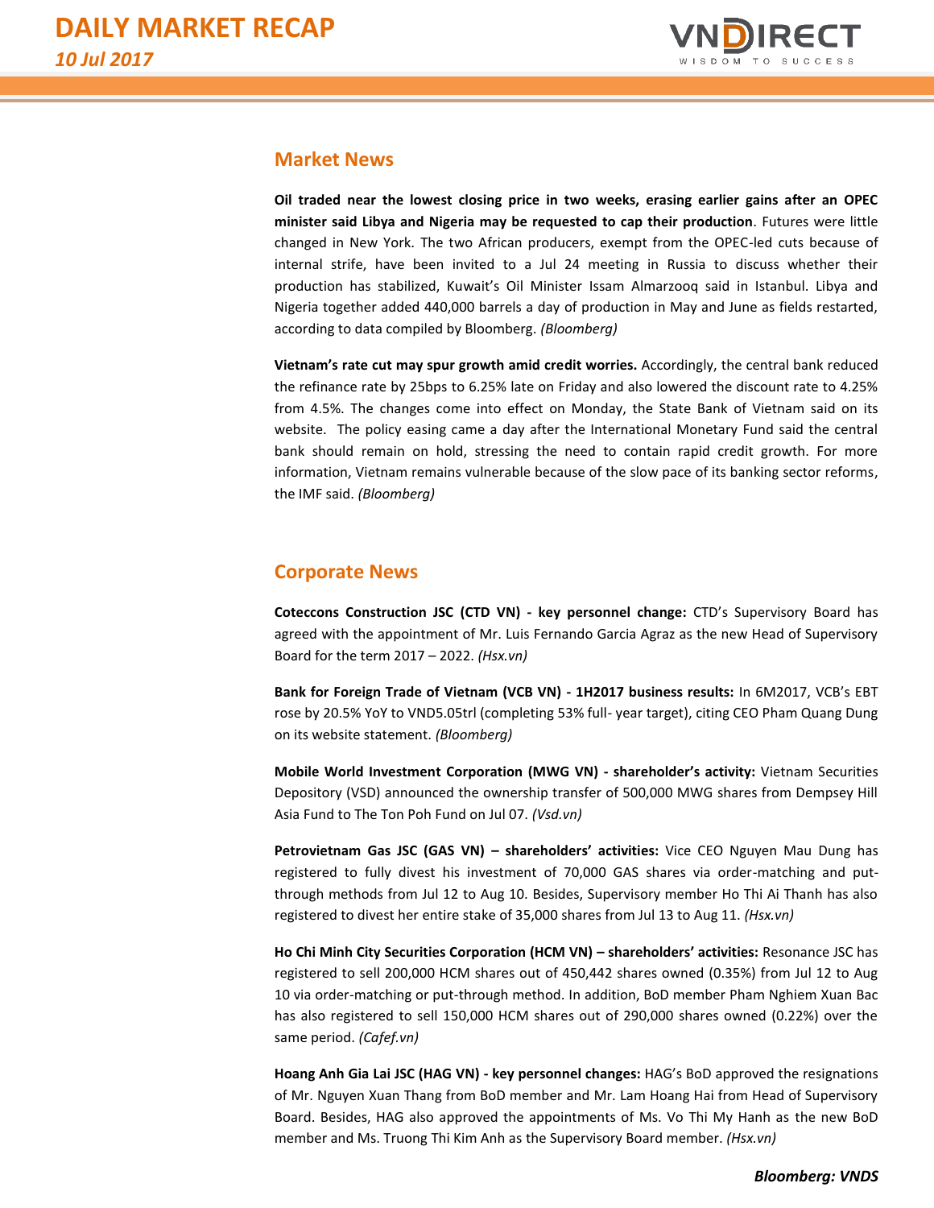## Market News

**Oil traded near the lowest closing price in two weeks, erasing earlier gains after an OPEC minister said Libya and Nigeria may be requested to cap their production**. Futures were little changed in New York. The two African producers, exempt from the OPEC-led cuts because of internal strife, have been invited to a Jul 24 meeting in Russia to discuss whether their production has stabilized, Kuwait's Oil Minister Issam Almarzooq said in Istanbul. Libya and Nigeria together added 440,000 barrels a day of production in May and June as fields restarted, according to data compiled by Bloomberg. *(Bloomberg)*

**Vietnam's rate cut may spur growth amid credit worries.** Accordingly, the central bank reduced the refinance rate by 25bps to 6.25% late on Friday and also lowered the discount rate to 4.25% from 4.5%. The changes come into effect on Monday, the State Bank of Vietnam said on its website. The policy easing came a day after the International Monetary Fund said the central bank should remain on hold, stressing the need to contain rapid credit growth. For more information, Vietnam remains vulnerable because of the slow pace of its banking sector reforms, the IMF said. *(Bloomberg)*

## Corporate News

**Coteccons Construction JSC (CTD VN) - key personnel change:** CTD's Supervisory Board has agreed with the appointment of Mr. Luis Fernando Garcia Agraz as the new Head of Supervisory Board for the term 2017 – 2022. *(Hsx.vn)*

**Bank for Foreign Trade of Vietnam (VCB VN) - 1H2017 business results:** In 6M2017, VCB's EBT rose by 20.5% YoY to VND5.05trl (completing 53% full- year target), citing CEO Pham Quang Dung on its website statement. *(Bloomberg)*

**Mobile World Investment Corporation (MWG VN) - shareholder's activity:** Vietnam Securities Depository (VSD) announced the ownership transfer of 500,000 MWG shares from Dempsey Hill Asia Fund to The Ton Poh Fund on Jul 07. *(Vsd.vn)*

**Petrovietnam Gas JSC (GAS VN) – shareholders' activities:** Vice CEO Nguyen Mau Dung has registered to fully divest his investment of 70,000 GAS shares via order-matching and put-through methods from Jul 12 to Aug 10. Besides, Supervisory member Ho Thi Ai Thanh has also registered to divest her entire stake of 35,000 shares from Jul 13 to Aug 11. *(Hsx.vn)*

**Ho Chi Minh City Securities Corporation (HCM VN) – shareholders' activities:** Resonance JSC has registered to sell 200,000 HCM shares out of 450,442 shares owned (0.35%) from Jul 12 to Aug 10 via order-matching or put-through method. In addition, BoD member Pham Nghiem Xuan Bac has also registered to sell 150,000 HCM shares out of 290,000 shares owned (0.22%) over the same period. *(Cafef.vn)*

**Hoang Anh Gia Lai JSC (HAG VN) - key personnel changes:** HAG's BoD approved the resignations of Mr. Nguyen Xuan Thang from BoD member and Mr. Lam Hoang Hai from Head of Supervisory Board. Besides, HAG also approved the appointments of Ms. Vo Thi My Hanh as the new BoD member and Ms. Truong Thi Kim Anh as the Supervisory Board member. *(Hsx.vn)*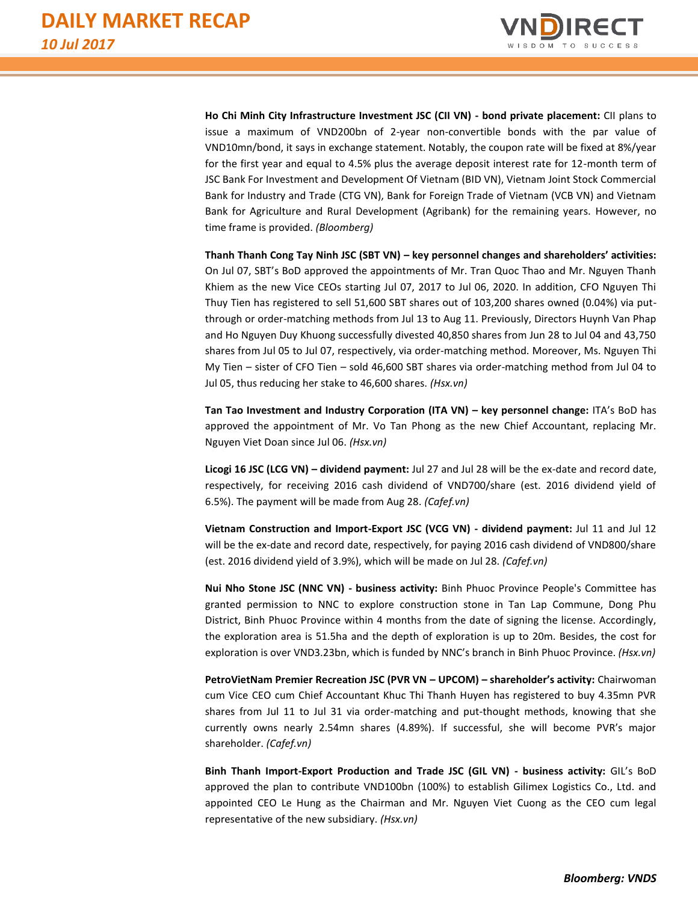**Ho Chi Minh City Infrastructure Investment JSC (CII VN) - bond private placement:** CII plans to issue a maximum of VND200bn of 2-year non-convertible bonds with the par value of VND10mn/bond, it says in exchange statement. Notably, the coupon rate will be fixed at 8%/year for the first year and equal to 4.5% plus the average deposit interest rate for 12-month term of JSC Bank For Investment and Development Of Vietnam (BID VN), Vietnam Joint Stock Commercial Bank for Industry and Trade (CTG VN), Bank for Foreign Trade of Vietnam (VCB VN) and Vietnam Bank for Agriculture and Rural Development (Agribank) for the remaining years. However, no time frame is provided. *(Bloomberg)*

**Thanh Thanh Cong Tay Ninh JSC (SBT VN) – key personnel changes and shareholders' activities:** On Jul 07, SBT's BoD approved the appointments of Mr. Tran Quoc Thao and Mr. Nguyen Thanh Khiem as the new Vice CEOs starting Jul 07, 2017 to Jul 06, 2020. In addition, CFO Nguyen Thi Thuy Tien has registered to sell 51,600 SBT shares out of 103,200 shares owned (0.04%) via put-through or order-matching methods from Jul 13 to Aug 11. Previously, Directors Huynh Van Phap and Ho Nguyen Duy Khuong successfully divested 40,850 shares from Jun 28 to Jul 04 and 43,750 shares from Jul 05 to Jul 07, respectively, via order-matching method. Moreover, Ms. Nguyen Thi My Tien – sister of CFO Tien – sold 46,600 SBT shares via order-matching method from Jul 04 to Jul 05, thus reducing her stake to 46,600 shares. *(Hsx.vn)*

**Tan Tao Investment and Industry Corporation (ITA VN) – key personnel change:** ITA's BoD has approved the appointment of Mr. Vo Tan Phong as the new Chief Accountant, replacing Mr. Nguyen Viet Doan since Jul 06. *(Hsx.vn)*

**Licogi 16 JSC (LCG VN) – dividend payment:** Jul 27 and Jul 28 will be the ex-date and record date, respectively, for receiving 2016 cash dividend of VND700/share (est. 2016 dividend yield of 6.5%). The payment will be made from Aug 28. *(Cafef.vn)*

**Vietnam Construction and Import-Export JSC (VCG VN) - dividend payment:** Jul 11 and Jul 12 will be the ex-date and record date, respectively, for paying 2016 cash dividend of VND800/share (est. 2016 dividend yield of 3.9%), which will be made on Jul 28. *(Cafef.vn)*

**Nui Nho Stone JSC (NNC VN) - business activity:** Binh Phuoc Province People's Committee has granted permission to NNC to explore construction stone in Tan Lap Commune, Dong Phu District, Binh Phuoc Province within 4 months from the date of signing the license. Accordingly, the exploration area is 51.5ha and the depth of exploration is up to 20m. Besides, the cost for exploration is over VND3.23bn, which is funded by NNC's branch in Binh Phuoc Province. *(Hsx.vn)*

**PetroVietNam Premier Recreation JSC (PVR VN – UPCOM) – shareholder's activity:** Chairwoman cum Vice CEO cum Chief Accountant Khuc Thi Thanh Huyen has registered to buy 4.35mn PVR shares from Jul 11 to Jul 31 via order-matching and put-thought methods, knowing that she currently owns nearly 2.54mn shares (4.89%). If successful, she will become PVR's major shareholder. *(Cafef.vn)*

**Binh Thanh Import-Export Production and Trade JSC (GIL VN) - business activity:** GIL's BoD approved the plan to contribute VND100bn (100%) to establish Gilimex Logistics Co., Ltd. and appointed CEO Le Hung as the Chairman and Mr. Nguyen Viet Cuong as the CEO cum legal representative of the new subsidiary. *(Hsx.vn)*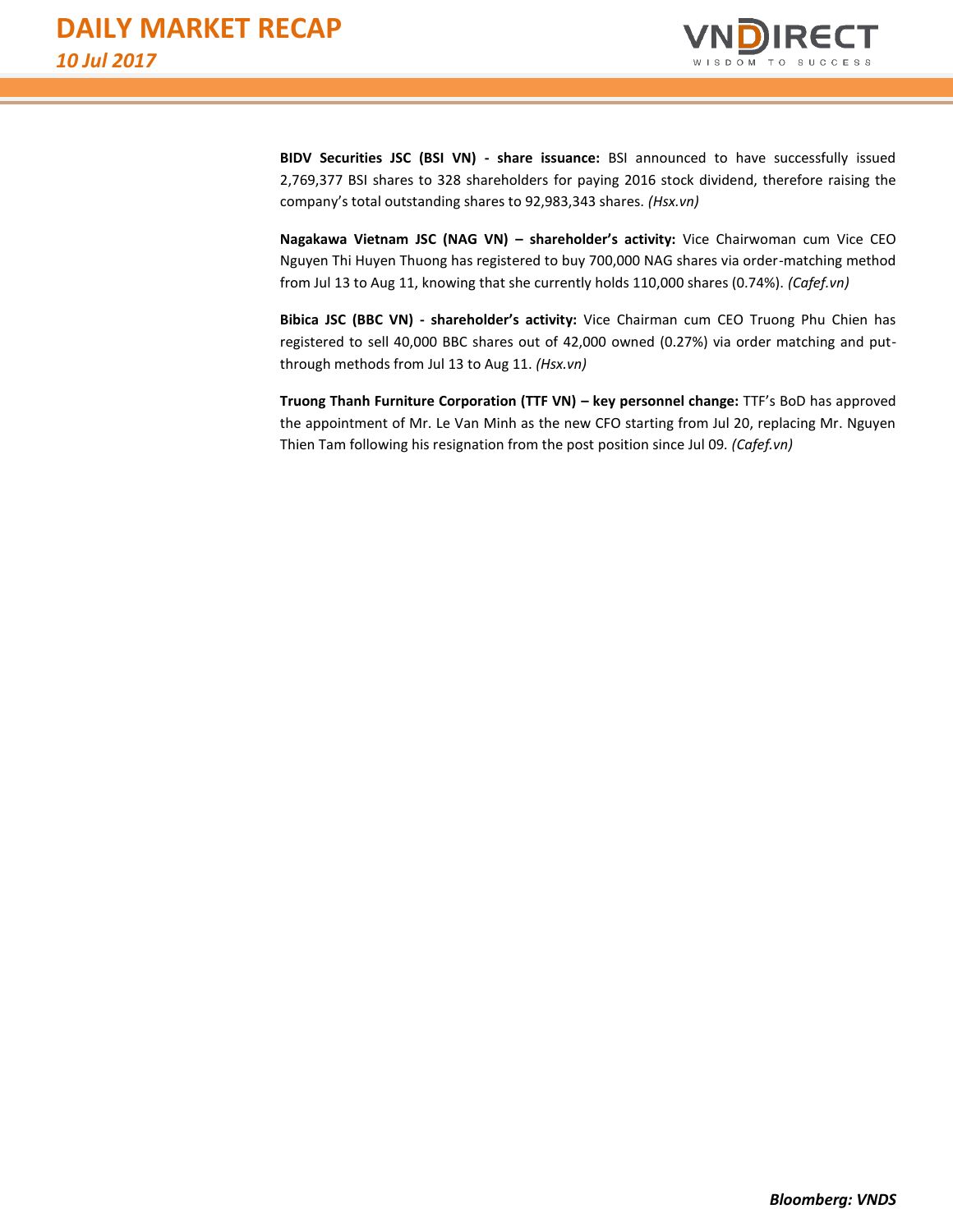**BIDV Securities JSC (BSI VN) - share issuance:** BSI announced to have successfully issued 2,769,377 BSI shares to 328 shareholders for paying 2016 stock dividend, therefore raising the company's total outstanding shares to 92,983,343 shares. *(Hsx.vn)*

**Nagakawa Vietnam JSC (NAG VN) – shareholder's activity:** Vice Chairwoman cum Vice CEO Nguyen Thi Huyen Thuong has registered to buy 700,000 NAG shares via order-matching method from Jul 13 to Aug 11, knowing that she currently holds 110,000 shares (0.74%). *(Cafef.vn)*

**Bibica JSC (BBC VN) - shareholder's activity:** Vice Chairman cum CEO Truong Phu Chien has registered to sell 40,000 BBC shares out of 42,000 owned (0.27%) via order matching and put-through methods from Jul 13 to Aug 11. *(Hsx.vn)*

**Truong Thanh Furniture Corporation (TTF VN) – key personnel change:** TTF's BoD has approved the appointment of Mr. Le Van Minh as the new CFO starting from Jul 20, replacing Mr. Nguyen Thien Tam following his resignation from the post position since Jul 09. *(Cafef.vn)*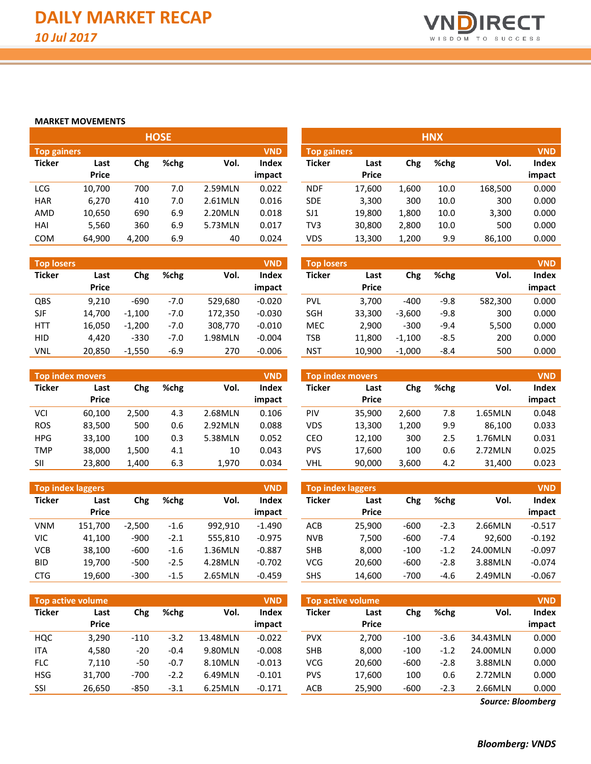# DAILY MARKET RECAP

*10 Jul 2017*

## MARKET MOVEMENTS

### HOSE

**Top gainers** (VND)

| Ticker | Last Price | Chg | %chg | Vol. | Index impact |
|---|---|---|---|---|---|
| LCG | 10,700 | 700 | 7.0 | 2.59MLN | 0.022 |
| HAR | 6,270 | 410 | 7.0 | 2.61MLN | 0.016 |
| AMD | 10,650 | 690 | 6.9 | 2.20MLN | 0.018 |
| HAI | 5,560 | 360 | 6.9 | 5.73MLN | 0.017 |
| COM | 64,900 | 4,200 | 6.9 | 40 | 0.024 |

**Top losers** (VND)

| Ticker | Last Price | Chg | %chg | Vol. | Index impact |
|---|---|---|---|---|---|
| QBS | 9,210 | -690 | -7.0 | 529,680 | -0.020 |
| SJF | 14,700 | -1,100 | -7.0 | 172,350 | -0.030 |
| HTT | 16,050 | -1,200 | -7.0 | 308,770 | -0.010 |
| HID | 4,420 | -330 | -7.0 | 1.98MLN | -0.004 |
| VNL | 20,850 | -1,550 | -6.9 | 270 | -0.006 |

**Top index movers** (VND)

| Ticker | Last Price | Chg | %chg | Vol. | Index impact |
|---|---|---|---|---|---|
| VCI | 60,100 | 2,500 | 4.3 | 2.68MLN | 0.106 |
| ROS | 83,500 | 500 | 0.6 | 2.92MLN | 0.088 |
| HPG | 33,100 | 100 | 0.3 | 5.38MLN | 0.052 |
| TMP | 38,000 | 1,500 | 4.1 | 10 | 0.043 |
| SII | 23,800 | 1,400 | 6.3 | 1,970 | 0.034 |

**Top index laggers** (VND)

| Ticker | Last Price | Chg | %chg | Vol. | Index impact |
|---|---|---|---|---|---|
| VNM | 151,700 | -2,500 | -1.6 | 992,910 | -1.490 |
| VIC | 41,100 | -900 | -2.1 | 555,810 | -0.975 |
| VCB | 38,100 | -600 | -1.6 | 1.36MLN | -0.887 |
| BID | 19,700 | -500 | -2.5 | 4.28MLN | -0.702 |
| CTG | 19,600 | -300 | -1.5 | 2.65MLN | -0.459 |

**Top active volume** (VND)

| Ticker | Last Price | Chg | %chg | Vol. | Index impact |
|---|---|---|---|---|---|
| HQC | 3,290 | -110 | -3.2 | 13.48MLN | -0.022 |
| ITA | 4,580 | -20 | -0.4 | 9.80MLN | -0.008 |
| FLC | 7,110 | -50 | -0.7 | 8.10MLN | -0.013 |
| HSG | 31,700 | -700 | -2.2 | 6.49MLN | -0.101 |
| SSI | 26,650 | -850 | -3.1 | 6.25MLN | -0.171 |

### HNX

**Top gainers** (VND)

| Ticker | Last Price | Chg | %chg | Vol. | Index impact |
|---|---|---|---|---|---|
| NDF | 17,600 | 1,600 | 10.0 | 168,500 | 0.000 |
| SDE | 3,300 | 300 | 10.0 | 300 | 0.000 |
| SJ1 | 19,800 | 1,800 | 10.0 | 3,300 | 0.000 |
| TV3 | 30,800 | 2,800 | 10.0 | 500 | 0.000 |
| VDS | 13,300 | 1,200 | 9.9 | 86,100 | 0.000 |

**Top losers** (VND)

| Ticker | Last Price | Chg | %chg | Vol. | Index impact |
|---|---|---|---|---|---|
| PVL | 3,700 | -400 | -9.8 | 582,300 | 0.000 |
| SGH | 33,300 | -3,600 | -9.8 | 300 | 0.000 |
| MEC | 2,900 | -300 | -9.4 | 5,500 | 0.000 |
| TSB | 11,800 | -1,100 | -8.5 | 200 | 0.000 |
| NST | 10,900 | -1,000 | -8.4 | 500 | 0.000 |

**Top index movers** (VND)

| Ticker | Last Price | Chg | %chg | Vol. | Index impact |
|---|---|---|---|---|---|
| PIV | 35,900 | 2,600 | 7.8 | 1.65MLN | 0.048 |
| VDS | 13,300 | 1,200 | 9.9 | 86,100 | 0.033 |
| CEO | 12,100 | 300 | 2.5 | 1.76MLN | 0.031 |
| PVS | 17,600 | 100 | 0.6 | 2.72MLN | 0.025 |
| VHL | 90,000 | 3,600 | 4.2 | 31,400 | 0.023 |

**Top index laggers** (VND)

| Ticker | Last Price | Chg | %chg | Vol. | Index impact |
|---|---|---|---|---|---|
| ACB | 25,900 | -600 | -2.3 | 2.66MLN | -0.517 |
| NVB | 7,500 | -600 | -7.4 | 92,600 | -0.192 |
| SHB | 8,000 | -100 | -1.2 | 24.00MLN | -0.097 |
| VCG | 20,600 | -600 | -2.8 | 3.88MLN | -0.074 |
| SHS | 14,600 | -700 | -4.6 | 2.49MLN | -0.067 |

**Top active volume** (VND)

| Ticker | Last Price | Chg | %chg | Vol. | Index impact |
|---|---|---|---|---|---|
| PVX | 2,700 | -100 | -3.6 | 34.43MLN | 0.000 |
| SHB | 8,000 | -100 | -1.2 | 24.00MLN | 0.000 |
| VCG | 20,600 | -600 | -2.8 | 3.88MLN | 0.000 |
| PVS | 17,600 | 100 | 0.6 | 2.72MLN | 0.000 |
| ACB | 25,900 | -600 | -2.3 | 2.66MLN | 0.000 |

***Source: Bloomberg***

***Bloomberg: VNDS***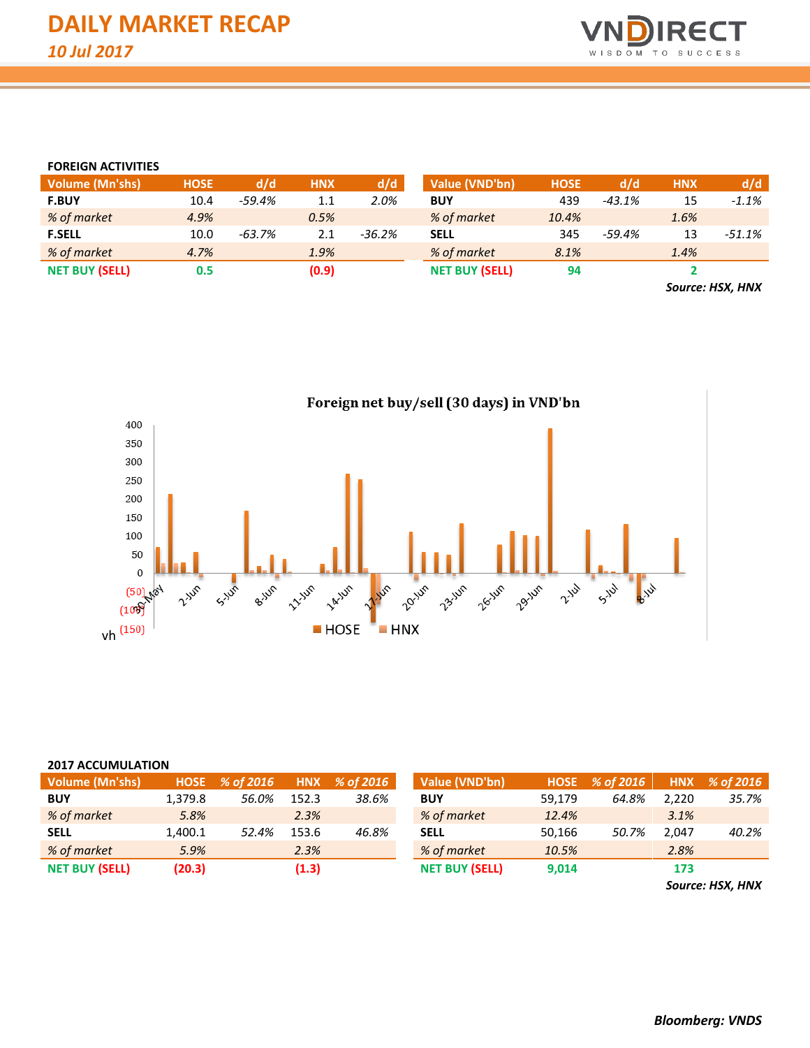# DAILY MARKET RECAP

*10 Jul 2017*

### FOREIGN ACTIVITIES

| Volume (Mn'shs) | HOSE | d/d | HNX | d/d |
|---|---|---|---|---|
| **F.BUY** | 10.4 | *-59.4%* | 1.1 | *2.0%* |
| *% of market* | *4.9%* | | *0.5%* | |
| **F.SELL** | 10.0 | *-63.7%* | 2.1 | *-36.2%* |
| *% of market* | *4.7%* | | *1.9%* | |
| **NET BUY (SELL)** | **0.5** | | **(0.9)** | |

| Value (VND'bn) | HOSE | d/d | HNX | d/d |
|---|---|---|---|---|
| **BUY** | 439 | *-43.1%* | 15 | *-1.1%* |
| *% of market* | *10.4%* | | *1.6%* | |
| **SELL** | 345 | *-59.4%* | 13 | *-51.1%* |
| *% of market* | *8.1%* | | *1.4%* | |
| **NET BUY (SELL)** | **94** | | **2** | |

***Source: HSX, HNX***

**Foreign net buy/sell (30 days) in VND'bn**

### 2017 ACCUMULATION

| Volume (Mn'shs) | HOSE | % of 2016 | HNX | % of 2016 |
|---|---|---|---|---|
| **BUY** | 1,379.8 | *56.0%* | 152.3 | *38.6%* |
| *% of market* | *5.8%* | | *2.3%* | |
| **SELL** | 1,400.1 | *52.4%* | 153.6 | *46.8%* |
| *% of market* | *5.9%* | | *2.3%* | |
| **NET BUY (SELL)** | **(20.3)** | | **(1.3)** | |

| Value (VND'bn) | HOSE | % of 2016 | HNX | % of 2016 |
|---|---|---|---|---|
| **BUY** | 59,179 | *64.8%* | 2,220 | *35.7%* |
| *% of market* | *12.4%* | | *3.1%* | |
| **SELL** | 50,166 | *50.7%* | 2,047 | *40.2%* |
| *% of market* | *10.5%* | | *2.8%* | |
| **NET BUY (SELL)** | **9,014** | | **173** | |

***Source: HSX, HNX***

***Bloomberg: VNDS***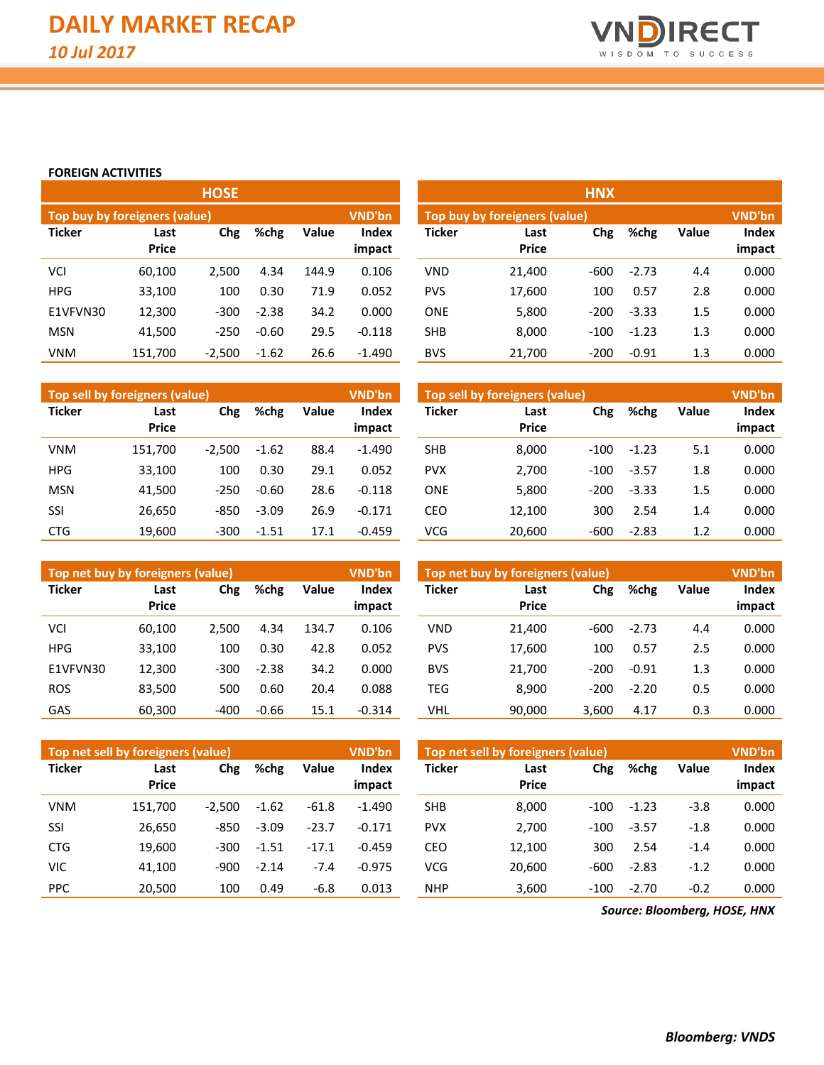# DAILY MARKET RECAP

*10 Jul 2017*

## FOREIGN ACTIVITIES

### HOSE

**Top buy by foreigners (value)** — VND'bn

| Ticker | Last Price | Chg | %chg | Value | Index impact |
|---|---|---|---|---|---|
| VCI | 60,100 | 2,500 | 4.34 | 144.9 | 0.106 |
| HPG | 33,100 | 100 | 0.30 | 71.9 | 0.052 |
| E1VFVN30 | 12,300 | -300 | -2.38 | 34.2 | 0.000 |
| MSN | 41,500 | -250 | -0.60 | 29.5 | -0.118 |
| VNM | 151,700 | -2,500 | -1.62 | 26.6 | -1.490 |

**Top sell by foreigners (value)** — VND'bn

| Ticker | Last Price | Chg | %chg | Value | Index impact |
|---|---|---|---|---|---|
| VNM | 151,700 | -2,500 | -1.62 | 88.4 | -1.490 |
| HPG | 33,100 | 100 | 0.30 | 29.1 | 0.052 |
| MSN | 41,500 | -250 | -0.60 | 28.6 | -0.118 |
| SSI | 26,650 | -850 | -3.09 | 26.9 | -0.171 |
| CTG | 19,600 | -300 | -1.51 | 17.1 | -0.459 |

**Top net buy by foreigners (value)** — VND'bn

| Ticker | Last Price | Chg | %chg | Value | Index impact |
|---|---|---|---|---|---|
| VCI | 60,100 | 2,500 | 4.34 | 134.7 | 0.106 |
| HPG | 33,100 | 100 | 0.30 | 42.8 | 0.052 |
| E1VFVN30 | 12,300 | -300 | -2.38 | 34.2 | 0.000 |
| ROS | 83,500 | 500 | 0.60 | 20.4 | 0.088 |
| GAS | 60,300 | -400 | -0.66 | 15.1 | -0.314 |

**Top net sell by foreigners (value)** — VND'bn

| Ticker | Last Price | Chg | %chg | Value | Index impact |
|---|---|---|---|---|---|
| VNM | 151,700 | -2,500 | -1.62 | -61.8 | -1.490 |
| SSI | 26,650 | -850 | -3.09 | -23.7 | -0.171 |
| CTG | 19,600 | -300 | -1.51 | -17.1 | -0.459 |
| VIC | 41,100 | -900 | -2.14 | -7.4 | -0.975 |
| PPC | 20,500 | 100 | 0.49 | -6.8 | 0.013 |

### HNX

**Top buy by foreigners (value)** — VND'bn

| Ticker | Last Price | Chg | %chg | Value | Index impact |
|---|---|---|---|---|---|
| VND | 21,400 | -600 | -2.73 | 4.4 | 0.000 |
| PVS | 17,600 | 100 | 0.57 | 2.8 | 0.000 |
| ONE | 5,800 | -200 | -3.33 | 1.5 | 0.000 |
| SHB | 8,000 | -100 | -1.23 | 1.3 | 0.000 |
| BVS | 21,700 | -200 | -0.91 | 1.3 | 0.000 |

**Top sell by foreigners (value)** — VND'bn

| Ticker | Last Price | Chg | %chg | Value | Index impact |
|---|---|---|---|---|---|
| SHB | 8,000 | -100 | -1.23 | 5.1 | 0.000 |
| PVX | 2,700 | -100 | -3.57 | 1.8 | 0.000 |
| ONE | 5,800 | -200 | -3.33 | 1.5 | 0.000 |
| CEO | 12,100 | 300 | 2.54 | 1.4 | 0.000 |
| VCG | 20,600 | -600 | -2.83 | 1.2 | 0.000 |

**Top net buy by foreigners (value)** — VND'bn

| Ticker | Last Price | Chg | %chg | Value | Index impact |
|---|---|---|---|---|---|
| VND | 21,400 | -600 | -2.73 | 4.4 | 0.000 |
| PVS | 17,600 | 100 | 0.57 | 2.5 | 0.000 |
| BVS | 21,700 | -200 | -0.91 | 1.3 | 0.000 |
| TEG | 8,900 | -200 | -2.20 | 0.5 | 0.000 |
| VHL | 90,000 | 3,600 | 4.17 | 0.3 | 0.000 |

**Top net sell by foreigners (value)** — VND'bn

| Ticker | Last Price | Chg | %chg | Value | Index impact |
|---|---|---|---|---|---|
| SHB | 8,000 | -100 | -1.23 | -3.8 | 0.000 |
| PVX | 2,700 | -100 | -3.57 | -1.8 | 0.000 |
| CEO | 12,100 | 300 | 2.54 | -1.4 | 0.000 |
| VCG | 20,600 | -600 | -2.83 | -1.2 | 0.000 |
| NHP | 3,600 | -100 | -2.70 | -0.2 | 0.000 |

*Source: Bloomberg, HOSE, HNX*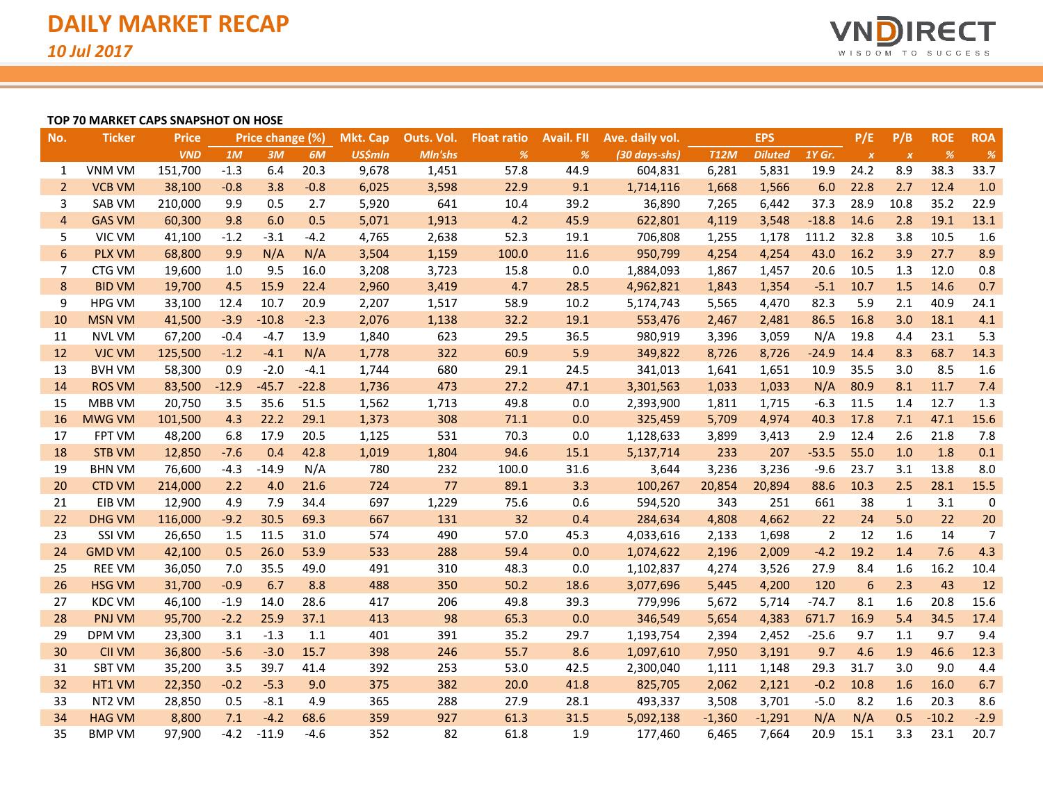# DAILY MARKET RECAP

*10 Jul 2017*

VNDIRECT
WISDOM TO SUCCESS

**TOP 70 MARKET CAPS SNAPSHOT ON HOSE**

| No. | Ticker | Price | Price change (%) | | | Mkt. Cap | Outs. Vol. | Float ratio | Avail. FII | Ave. daily vol. | EPS | | | P/E | P/B | ROE | ROA |
|---|---|---|---|---|---|---|---|---|---|---|---|---|---|---|---|---|---|
| | | VND | 1M | 3M | 6M | US$mln | Mln'shs | % | % | (30 days-shs) | T12M | Diluted | 1Y Gr. | x | x | % | % |
| 1 | VNM VM | 151,700 | -1.3 | 6.4 | 20.3 | 9,678 | 1,451 | 57.8 | 44.9 | 604,831 | 6,281 | 5,831 | 19.9 | 24.2 | 8.9 | 38.3 | 33.7 |
| 2 | VCB VM | 38,100 | -0.8 | 3.8 | -0.8 | 6,025 | 3,598 | 22.9 | 9.1 | 1,714,116 | 1,668 | 1,566 | 6.0 | 22.8 | 2.7 | 12.4 | 1.0 |
| 3 | SAB VM | 210,000 | 9.9 | 0.5 | 2.7 | 5,920 | 641 | 10.4 | 39.2 | 36,890 | 7,265 | 6,442 | 37.3 | 28.9 | 10.8 | 35.2 | 22.9 |
| 4 | GAS VM | 60,300 | 9.8 | 6.0 | 0.5 | 5,071 | 1,913 | 4.2 | 45.9 | 622,801 | 4,119 | 3,548 | -18.8 | 14.6 | 2.8 | 19.1 | 13.1 |
| 5 | VIC VM | 41,100 | -1.2 | -3.1 | -4.2 | 4,765 | 2,638 | 52.3 | 19.1 | 706,808 | 1,255 | 1,178 | 111.2 | 32.8 | 3.8 | 10.5 | 1.6 |
| 6 | PLX VM | 68,800 | 9.9 | N/A | N/A | 3,504 | 1,159 | 100.0 | 11.6 | 950,799 | 4,254 | 4,254 | 43.0 | 16.2 | 3.9 | 27.7 | 8.9 |
| 7 | CTG VM | 19,600 | 1.0 | 9.5 | 16.0 | 3,208 | 3,723 | 15.8 | 0.0 | 1,884,093 | 1,867 | 1,457 | 20.6 | 10.5 | 1.3 | 12.0 | 0.8 |
| 8 | BID VM | 19,700 | 4.5 | 15.9 | 22.4 | 2,960 | 3,419 | 4.7 | 28.5 | 4,962,821 | 1,843 | 1,354 | -5.1 | 10.7 | 1.5 | 14.6 | 0.7 |
| 9 | HPG VM | 33,100 | 12.4 | 10.7 | 20.9 | 2,207 | 1,517 | 58.9 | 10.2 | 5,174,743 | 5,565 | 4,470 | 82.3 | 5.9 | 2.1 | 40.9 | 24.1 |
| 10 | MSN VM | 41,500 | -3.9 | -10.8 | -2.3 | 2,076 | 1,138 | 32.2 | 19.1 | 553,476 | 2,467 | 2,481 | 86.5 | 16.8 | 3.0 | 18.1 | 4.1 |
| 11 | NVL VM | 67,200 | -0.4 | -4.7 | 13.9 | 1,840 | 623 | 29.5 | 36.5 | 980,919 | 3,396 | 3,059 | N/A | 19.8 | 4.4 | 23.1 | 5.3 |
| 12 | VJC VM | 125,500 | -1.2 | -4.1 | N/A | 1,778 | 322 | 60.9 | 5.9 | 349,822 | 8,726 | 8,726 | -24.9 | 14.4 | 8.3 | 68.7 | 14.3 |
| 13 | BVH VM | 58,300 | 0.9 | -2.0 | -4.1 | 1,744 | 680 | 29.1 | 24.5 | 341,013 | 1,641 | 1,651 | 10.9 | 35.5 | 3.0 | 8.5 | 1.6 |
| 14 | ROS VM | 83,500 | -12.9 | -45.7 | -22.8 | 1,736 | 473 | 27.2 | 47.1 | 3,301,563 | 1,033 | 1,033 | N/A | 80.9 | 8.1 | 11.7 | 7.4 |
| 15 | MBB VM | 20,750 | 3.5 | 35.6 | 51.5 | 1,562 | 1,713 | 49.8 | 0.0 | 2,393,900 | 1,811 | 1,715 | -6.3 | 11.5 | 1.4 | 12.7 | 1.3 |
| 16 | MWG VM | 101,500 | 4.3 | 22.2 | 29.1 | 1,373 | 308 | 71.1 | 0.0 | 325,459 | 5,709 | 4,974 | 40.3 | 17.8 | 7.1 | 47.1 | 15.6 |
| 17 | FPT VM | 48,200 | 6.8 | 17.9 | 20.5 | 1,125 | 531 | 70.3 | 0.0 | 1,128,633 | 3,899 | 3,413 | 2.9 | 12.4 | 2.6 | 21.8 | 7.8 |
| 18 | STB VM | 12,850 | -7.6 | 0.4 | 42.8 | 1,019 | 1,804 | 94.6 | 15.1 | 5,137,714 | 233 | 207 | -53.5 | 55.0 | 1.0 | 1.8 | 0.1 |
| 19 | BHN VM | 76,600 | -4.3 | -14.9 | N/A | 780 | 232 | 100.0 | 31.6 | 3,644 | 3,236 | 3,236 | -9.6 | 23.7 | 3.1 | 13.8 | 8.0 |
| 20 | CTD VM | 214,000 | 2.2 | 4.0 | 21.6 | 724 | 77 | 89.1 | 3.3 | 100,267 | 20,854 | 20,894 | 88.6 | 10.3 | 2.5 | 28.1 | 15.5 |
| 21 | EIB VM | 12,900 | 4.9 | 7.9 | 34.4 | 697 | 1,229 | 75.6 | 0.6 | 594,520 | 343 | 251 | 661 | 38 | 1 | 3.1 | 0 |
| 22 | DHG VM | 116,000 | -9.2 | 30.5 | 69.3 | 667 | 131 | 32 | 0.4 | 284,634 | 4,808 | 4,662 | 22 | 24 | 5.0 | 22 | 20 |
| 23 | SSI VM | 26,650 | 1.5 | 11.5 | 31.0 | 574 | 490 | 57.0 | 45.3 | 4,033,616 | 2,133 | 1,698 | 2 | 12 | 1.6 | 14 | 7 |
| 24 | GMD VM | 42,100 | 0.5 | 26.0 | 53.9 | 533 | 288 | 59.4 | 0.0 | 1,074,622 | 2,196 | 2,009 | -4.2 | 19.2 | 1.4 | 7.6 | 4.3 |
| 25 | REE VM | 36,050 | 7.0 | 35.5 | 49.0 | 491 | 310 | 48.3 | 0.0 | 1,102,837 | 4,274 | 3,526 | 27.9 | 8.4 | 1.6 | 16.2 | 10.4 |
| 26 | HSG VM | 31,700 | -0.9 | 6.7 | 8.8 | 488 | 350 | 50.2 | 18.6 | 3,077,696 | 5,445 | 4,200 | 120 | 6 | 2.3 | 43 | 12 |
| 27 | KDC VM | 46,100 | -1.9 | 14.0 | 28.6 | 417 | 206 | 49.8 | 39.3 | 779,996 | 5,672 | 5,714 | -74.7 | 8.1 | 1.6 | 20.8 | 15.6 |
| 28 | PNJ VM | 95,700 | -2.2 | 25.9 | 37.1 | 413 | 98 | 65.3 | 0.0 | 346,549 | 5,654 | 4,383 | 671.7 | 16.9 | 5.4 | 34.5 | 17.4 |
| 29 | DPM VM | 23,300 | 3.1 | -1.3 | 1.1 | 401 | 391 | 35.2 | 29.7 | 1,193,754 | 2,394 | 2,452 | -25.6 | 9.7 | 1.1 | 9.7 | 9.4 |
| 30 | CII VM | 36,800 | -5.6 | -3.0 | 15.7 | 398 | 246 | 55.7 | 8.6 | 1,097,610 | 7,950 | 3,191 | 9.7 | 4.6 | 1.9 | 46.6 | 12.3 |
| 31 | SBT VM | 35,200 | 3.5 | 39.7 | 41.4 | 392 | 253 | 53.0 | 42.5 | 2,300,040 | 1,111 | 1,148 | 29.3 | 31.7 | 3.0 | 9.0 | 4.4 |
| 32 | HT1 VM | 22,350 | -0.2 | -5.3 | 9.0 | 375 | 382 | 20.0 | 41.8 | 825,705 | 2,062 | 2,121 | -0.2 | 10.8 | 1.6 | 16.0 | 6.7 |
| 33 | NT2 VM | 28,850 | 0.5 | -8.1 | 4.9 | 365 | 288 | 27.9 | 28.1 | 493,337 | 3,508 | 3,701 | -5.0 | 8.2 | 1.6 | 20.3 | 8.6 |
| 34 | HAG VM | 8,800 | 7.1 | -4.2 | 68.6 | 359 | 927 | 61.3 | 31.5 | 5,092,138 | -1,360 | -1,291 | N/A | N/A | 0.5 | -10.2 | -2.9 |
| 35 | BMP VM | 97,900 | -4.2 | -11.9 | -4.6 | 352 | 82 | 61.8 | 1.9 | 177,460 | 6,465 | 7,664 | 20.9 | 15.1 | 3.3 | 23.1 | 20.7 |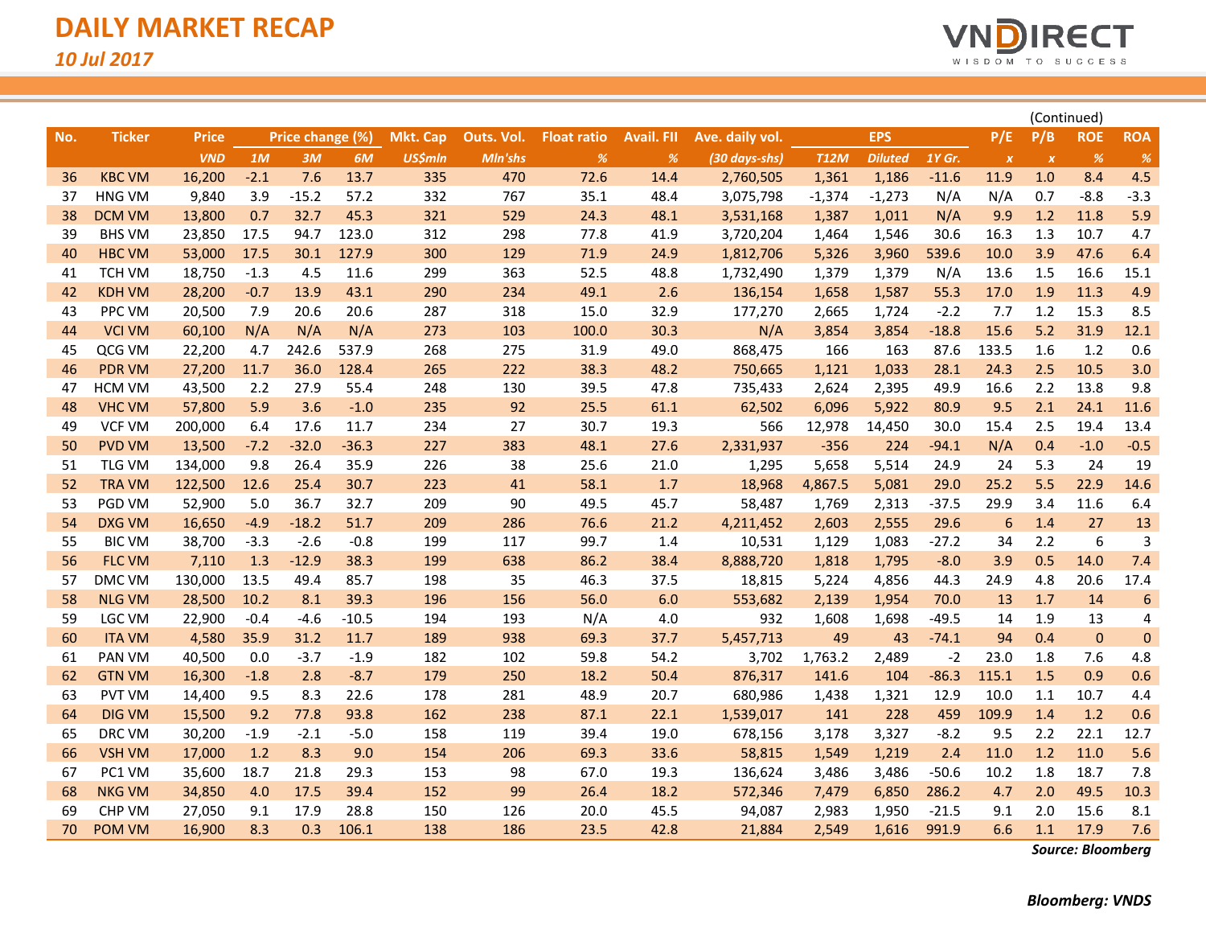# DAILY MARKET RECAP

*10 Jul 2017*

(Continued)

| No. | Ticker | Price | Price change (%) | | | Mkt. Cap | Outs. Vol. | Float ratio | Avail. FII | Ave. daily vol. | EPS | | | P/E | P/B | ROE | ROA |
|---|---|---|---|---|---|---|---|---|---|---|---|---|---|---|---|---|---|
| | | VND | 1M | 3M | 6M | US$mln | Mln'shs | % | % | (30 days-shs) | T12M | Diluted | 1Y Gr. | x | x | % | % |
| 36 | KBC VM | 16,200 | -2.1 | 7.6 | 13.7 | 335 | 470 | 72.6 | 14.4 | 2,760,505 | 1,361 | 1,186 | -11.6 | 11.9 | 1.0 | 8.4 | 4.5 |
| 37 | HNG VM | 9,840 | 3.9 | -15.2 | 57.2 | 332 | 767 | 35.1 | 48.4 | 3,075,798 | -1,374 | -1,273 | N/A | N/A | 0.7 | -8.8 | -3.3 |
| 38 | DCM VM | 13,800 | 0.7 | 32.7 | 45.3 | 321 | 529 | 24.3 | 48.1 | 3,531,168 | 1,387 | 1,011 | N/A | 9.9 | 1.2 | 11.8 | 5.9 |
| 39 | BHS VM | 23,850 | 17.5 | 94.7 | 123.0 | 312 | 298 | 77.8 | 41.9 | 3,720,204 | 1,464 | 1,546 | 30.6 | 16.3 | 1.3 | 10.7 | 4.7 |
| 40 | HBC VM | 53,000 | 17.5 | 30.1 | 127.9 | 300 | 129 | 71.9 | 24.9 | 1,812,706 | 5,326 | 3,960 | 539.6 | 10.0 | 3.9 | 47.6 | 6.4 |
| 41 | TCH VM | 18,750 | -1.3 | 4.5 | 11.6 | 299 | 363 | 52.5 | 48.8 | 1,732,490 | 1,379 | 1,379 | N/A | 13.6 | 1.5 | 16.6 | 15.1 |
| 42 | KDH VM | 28,200 | -0.7 | 13.9 | 43.1 | 290 | 234 | 49.1 | 2.6 | 136,154 | 1,658 | 1,587 | 55.3 | 17.0 | 1.9 | 11.3 | 4.9 |
| 43 | PPC VM | 20,500 | 7.9 | 20.6 | 20.6 | 287 | 318 | 15.0 | 32.9 | 177,270 | 2,665 | 1,724 | -2.2 | 7.7 | 1.2 | 15.3 | 8.5 |
| 44 | VCI VM | 60,100 | N/A | N/A | N/A | 273 | 103 | 100.0 | 30.3 | N/A | 3,854 | 3,854 | -18.8 | 15.6 | 5.2 | 31.9 | 12.1 |
| 45 | QCG VM | 22,200 | 4.7 | 242.6 | 537.9 | 268 | 275 | 31.9 | 49.0 | 868,475 | 166 | 163 | 87.6 | 133.5 | 1.6 | 1.2 | 0.6 |
| 46 | PDR VM | 27,200 | 11.7 | 36.0 | 128.4 | 265 | 222 | 38.3 | 48.2 | 750,665 | 1,121 | 1,033 | 28.1 | 24.3 | 2.5 | 10.5 | 3.0 |
| 47 | HCM VM | 43,500 | 2.2 | 27.9 | 55.4 | 248 | 130 | 39.5 | 47.8 | 735,433 | 2,624 | 2,395 | 49.9 | 16.6 | 2.2 | 13.8 | 9.8 |
| 48 | VHC VM | 57,800 | 5.9 | 3.6 | -1.0 | 235 | 92 | 25.5 | 61.1 | 62,502 | 6,096 | 5,922 | 80.9 | 9.5 | 2.1 | 24.1 | 11.6 |
| 49 | VCF VM | 200,000 | 6.4 | 17.6 | 11.7 | 234 | 27 | 30.7 | 19.3 | 566 | 12,978 | 14,450 | 30.0 | 15.4 | 2.5 | 19.4 | 13.4 |
| 50 | PVD VM | 13,500 | -7.2 | -32.0 | -36.3 | 227 | 383 | 48.1 | 27.6 | 2,331,937 | -356 | 224 | -94.1 | N/A | 0.4 | -1.0 | -0.5 |
| 51 | TLG VM | 134,000 | 9.8 | 26.4 | 35.9 | 226 | 38 | 25.6 | 21.0 | 1,295 | 5,658 | 5,514 | 24.9 | 24 | 5.3 | 24 | 19 |
| 52 | TRA VM | 122,500 | 12.6 | 25.4 | 30.7 | 223 | 41 | 58.1 | 1.7 | 18,968 | 4,867.5 | 5,081 | 29.0 | 25.2 | 5.5 | 22.9 | 14.6 |
| 53 | PGD VM | 52,900 | 5.0 | 36.7 | 32.7 | 209 | 90 | 49.5 | 45.7 | 58,487 | 1,769 | 2,313 | -37.5 | 29.9 | 3.4 | 11.6 | 6.4 |
| 54 | DXG VM | 16,650 | -4.9 | -18.2 | 51.7 | 209 | 286 | 76.6 | 21.2 | 4,211,452 | 2,603 | 2,555 | 29.6 | 6 | 1.4 | 27 | 13 |
| 55 | BIC VM | 38,700 | -3.3 | -2.6 | -0.8 | 199 | 117 | 99.7 | 1.4 | 10,531 | 1,129 | 1,083 | -27.2 | 34 | 2.2 | 6 | 3 |
| 56 | FLC VM | 7,110 | 1.3 | -12.9 | 38.3 | 199 | 638 | 86.2 | 38.4 | 8,888,720 | 1,818 | 1,795 | -8.0 | 3.9 | 0.5 | 14.0 | 7.4 |
| 57 | DMC VM | 130,000 | 13.5 | 49.4 | 85.7 | 198 | 35 | 46.3 | 37.5 | 18,815 | 5,224 | 4,856 | 44.3 | 24.9 | 4.8 | 20.6 | 17.4 |
| 58 | NLG VM | 28,500 | 10.2 | 8.1 | 39.3 | 196 | 156 | 56.0 | 6.0 | 553,682 | 2,139 | 1,954 | 70.0 | 13 | 1.7 | 14 | 6 |
| 59 | LGC VM | 22,900 | -0.4 | -4.6 | -10.5 | 194 | 193 | N/A | 4.0 | 932 | 1,608 | 1,698 | -49.5 | 14 | 1.9 | 13 | 4 |
| 60 | ITA VM | 4,580 | 35.9 | 31.2 | 11.7 | 189 | 938 | 69.3 | 37.7 | 5,457,713 | 49 | 43 | -74.1 | 94 | 0.4 | 0 | 0 |
| 61 | PAN VM | 40,500 | 0.0 | -3.7 | -1.9 | 182 | 102 | 59.8 | 54.2 | 3,702 | 1,763.2 | 2,489 | -2 | 23.0 | 1.8 | 7.6 | 4.8 |
| 62 | GTN VM | 16,300 | -1.8 | 2.8 | -8.7 | 179 | 250 | 18.2 | 50.4 | 876,317 | 141.6 | 104 | -86.3 | 115.1 | 1.5 | 0.9 | 0.6 |
| 63 | PVT VM | 14,400 | 9.5 | 8.3 | 22.6 | 178 | 281 | 48.9 | 20.7 | 680,986 | 1,438 | 1,321 | 12.9 | 10.0 | 1.1 | 10.7 | 4.4 |
| 64 | DIG VM | 15,500 | 9.2 | 77.8 | 93.8 | 162 | 238 | 87.1 | 22.1 | 1,539,017 | 141 | 228 | 459 | 109.9 | 1.4 | 1.2 | 0.6 |
| 65 | DRC VM | 30,200 | -1.9 | -2.1 | -5.0 | 158 | 119 | 39.4 | 19.0 | 678,156 | 3,178 | 3,327 | -8.2 | 9.5 | 2.2 | 22.1 | 12.7 |
| 66 | VSH VM | 17,000 | 1.2 | 8.3 | 9.0 | 154 | 206 | 69.3 | 33.6 | 58,815 | 1,549 | 1,219 | 2.4 | 11.0 | 1.2 | 11.0 | 5.6 |
| 67 | PC1 VM | 35,600 | 18.7 | 21.8 | 29.3 | 153 | 98 | 67.0 | 19.3 | 136,624 | 3,486 | 3,486 | -50.6 | 10.2 | 1.8 | 18.7 | 7.8 |
| 68 | NKG VM | 34,850 | 4.0 | 17.5 | 39.4 | 152 | 99 | 26.4 | 18.2 | 572,346 | 7,479 | 6,850 | 286.2 | 4.7 | 2.0 | 49.5 | 10.3 |
| 69 | CHP VM | 27,050 | 9.1 | 17.9 | 28.8 | 150 | 126 | 20.0 | 45.5 | 94,087 | 2,983 | 1,950 | -21.5 | 9.1 | 2.0 | 15.6 | 8.1 |
| 70 | POM VM | 16,900 | 8.3 | 0.3 | 106.1 | 138 | 186 | 23.5 | 42.8 | 21,884 | 2,549 | 1,616 | 991.9 | 6.6 | 1.1 | 17.9 | 7.6 |

***Source: Bloomberg***

***Bloomberg: VNDS***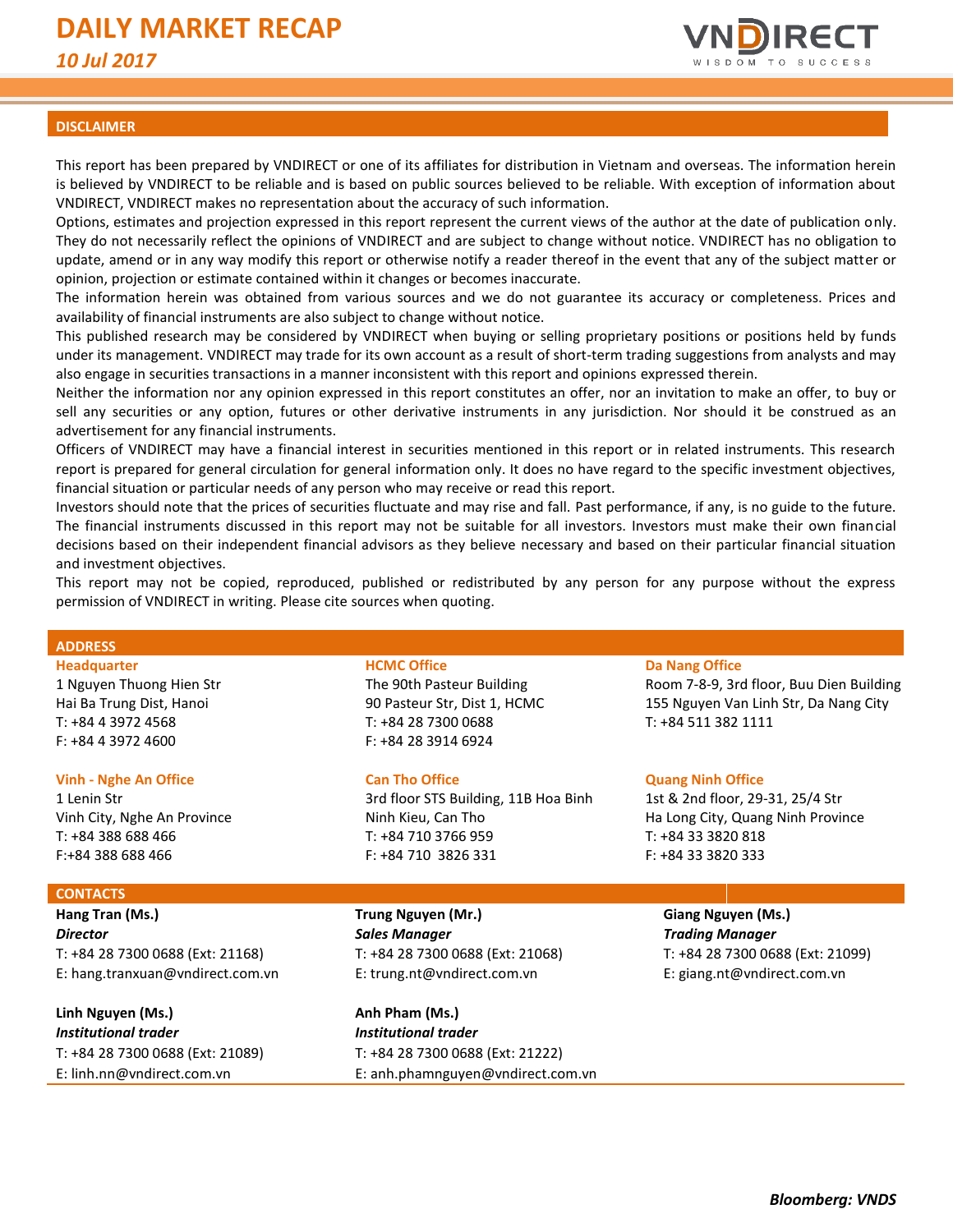## DISCLAIMER

This report has been prepared by VNDIRECT or one of its affiliates for distribution in Vietnam and overseas. The information herein is believed by VNDIRECT to be reliable and is based on public sources believed to be reliable. With exception of information about VNDIRECT, VNDIRECT makes no representation about the accuracy of such information.

Options, estimates and projection expressed in this report represent the current views of the author at the date of publication only. They do not necessarily reflect the opinions of VNDIRECT and are subject to change without notice. VNDIRECT has no obligation to update, amend or in any way modify this report or otherwise notify a reader thereof in the event that any of the subject matter or opinion, projection or estimate contained within it changes or becomes inaccurate.

The information herein was obtained from various sources and we do not guarantee its accuracy or completeness. Prices and availability of financial instruments are also subject to change without notice.

This published research may be considered by VNDIRECT when buying or selling proprietary positions or positions held by funds under its management. VNDIRECT may trade for its own account as a result of short-term trading suggestions from analysts and may also engage in securities transactions in a manner inconsistent with this report and opinions expressed therein.

Neither the information nor any opinion expressed in this report constitutes an offer, nor an invitation to make an offer, to buy or sell any securities or any option, futures or other derivative instruments in any jurisdiction. Nor should it be construed as an advertisement for any financial instruments.

Officers of VNDIRECT may have a financial interest in securities mentioned in this report or in related instruments. This research report is prepared for general circulation for general information only. It does no have regard to the specific investment objectives, financial situation or particular needs of any person who may receive or read this report.

Investors should note that the prices of securities fluctuate and may rise and fall. Past performance, if any, is no guide to the future. The financial instruments discussed in this report may not be suitable for all investors. Investors must make their own financial decisions based on their independent financial advisors as they believe necessary and based on their particular financial situation and investment objectives.

This report may not be copied, reproduced, published or redistributed by any person for any purpose without the express permission of VNDIRECT in writing. Please cite sources when quoting.

## ADDRESS

**Headquarter**
1 Nguyen Thuong Hien Str
Hai Ba Trung Dist, Hanoi
T: +84 4 3972 4568
F: +84 4 3972 4600

**HCMC Office**
The 90th Pasteur Building
90 Pasteur Str, Dist 1, HCMC
T: +84 28 7300 0688
F: +84 28 3914 6924

**Da Nang Office**
Room 7-8-9, 3rd floor, Buu Dien Building
155 Nguyen Van Linh Str, Da Nang City
T: +84 511 382 1111

**Vinh - Nghe An Office**
1 Lenin Str
Vinh City, Nghe An Province
T: +84 388 688 466
F:+84 388 688 466

**Can Tho Office**
3rd floor STS Building, 11B Hoa Binh
Ninh Kieu, Can Tho
T: +84 710 3766 959
F: +84 710 3826 331

**Quang Ninh Office**
1st & 2nd floor, 29-31, 25/4 Str
Ha Long City, Quang Ninh Province
T: +84 33 3820 818
F: +84 33 3820 333

## CONTACTS

**Hang Tran (Ms.)**
*Director*
T: +84 28 7300 0688 (Ext: 21168)
E: hang.tranxuan@vndirect.com.vn

**Trung Nguyen (Mr.)**
*Sales Manager*
T: +84 28 7300 0688 (Ext: 21068)
E: trung.nt@vndirect.com.vn

**Giang Nguyen (Ms.)**
*Trading Manager*
T: +84 28 7300 0688 (Ext: 21099)
E: giang.nt@vndirect.com.vn

**Linh Nguyen (Ms.)**
*Institutional trader*
T: +84 28 7300 0688 (Ext: 21089)
E: linh.nn@vndirect.com.vn

**Anh Pham (Ms.)**
*Institutional trader*
T: +84 28 7300 0688 (Ext: 21222)
E: anh.phamnguyen@vndirect.com.vn

***Bloomberg: VNDS***